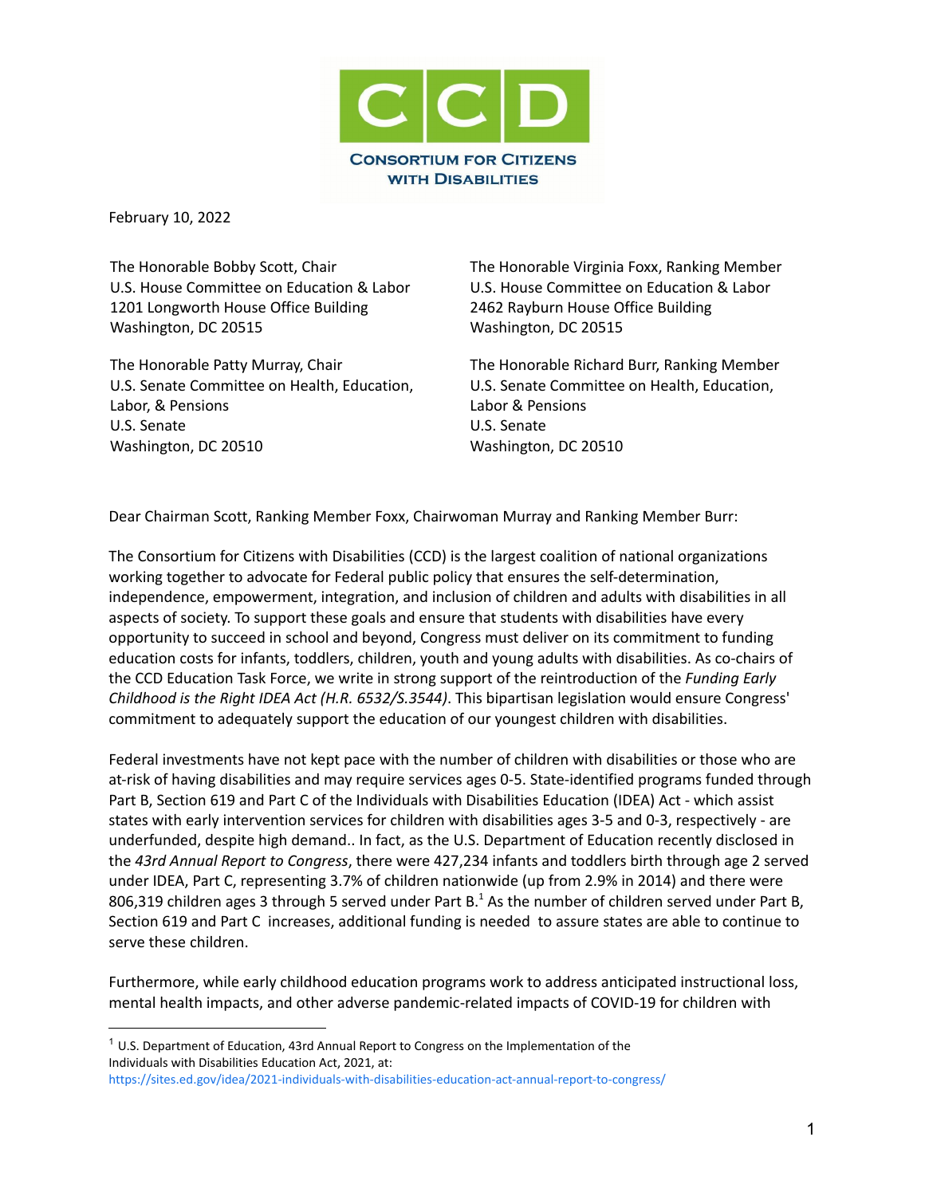**CONSORTIUM FOR CITIZENS WITH DISABILITIES**

February 10, 2022

The Honorable Bobby Scott, Chair
U.S. House Committee on Education & Labor
1201 Longworth House Office Building
Washington, DC 20515

The Honorable Virginia Foxx, Ranking Member
U.S. House Committee on Education & Labor
2462 Rayburn House Office Building
Washington, DC 20515

The Honorable Patty Murray, Chair
U.S. Senate Committee on Health, Education, Labor, & Pensions
U.S. Senate
Washington, DC 20510

The Honorable Richard Burr, Ranking Member
U.S. Senate Committee on Health, Education, Labor & Pensions
U.S. Senate
Washington, DC 20510

Dear Chairman Scott, Ranking Member Foxx, Chairwoman Murray and Ranking Member Burr:

The Consortium for Citizens with Disabilities (CCD) is the largest coalition of national organizations working together to advocate for Federal public policy that ensures the self-determination, independence, empowerment, integration, and inclusion of children and adults with disabilities in all aspects of society. To support these goals and ensure that students with disabilities have every opportunity to succeed in school and beyond, Congress must deliver on its commitment to funding education costs for infants, toddlers, children, youth and young adults with disabilities. As co-chairs of the CCD Education Task Force, we write in strong support of the reintroduction of the *Funding Early Childhood is the Right IDEA Act (H.R. 6532/S.3544)*. This bipartisan legislation would ensure Congress' commitment to adequately support the education of our youngest children with disabilities.

Federal investments have not kept pace with the number of children with disabilities or those who are at-risk of having disabilities and may require services ages 0-5. State-identified programs funded through Part B, Section 619 and Part C of the Individuals with Disabilities Education (IDEA) Act - which assist states with early intervention services for children with disabilities ages 3-5 and 0-3, respectively - are underfunded, despite high demand.. In fact, as the U.S. Department of Education recently disclosed in the *43rd Annual Report to Congress*, there were 427,234 infants and toddlers birth through age 2 served under IDEA, Part C, representing 3.7% of children nationwide (up from 2.9% in 2014) and there were 806,319 children ages 3 through 5 served under Part B.[1] As the number of children served under Part B, Section 619 and Part C increases, additional funding is needed to assure states are able to continue to serve these children.

Furthermore, while early childhood education programs work to address anticipated instructional loss, mental health impacts, and other adverse pandemic-related impacts of COVID-19 for children with

[1] U.S. Department of Education, 43rd Annual Report to Congress on the Implementation of the Individuals with Disabilities Education Act, 2021, at: https://sites.ed.gov/idea/2021-individuals-with-disabilities-education-act-annual-report-to-congress/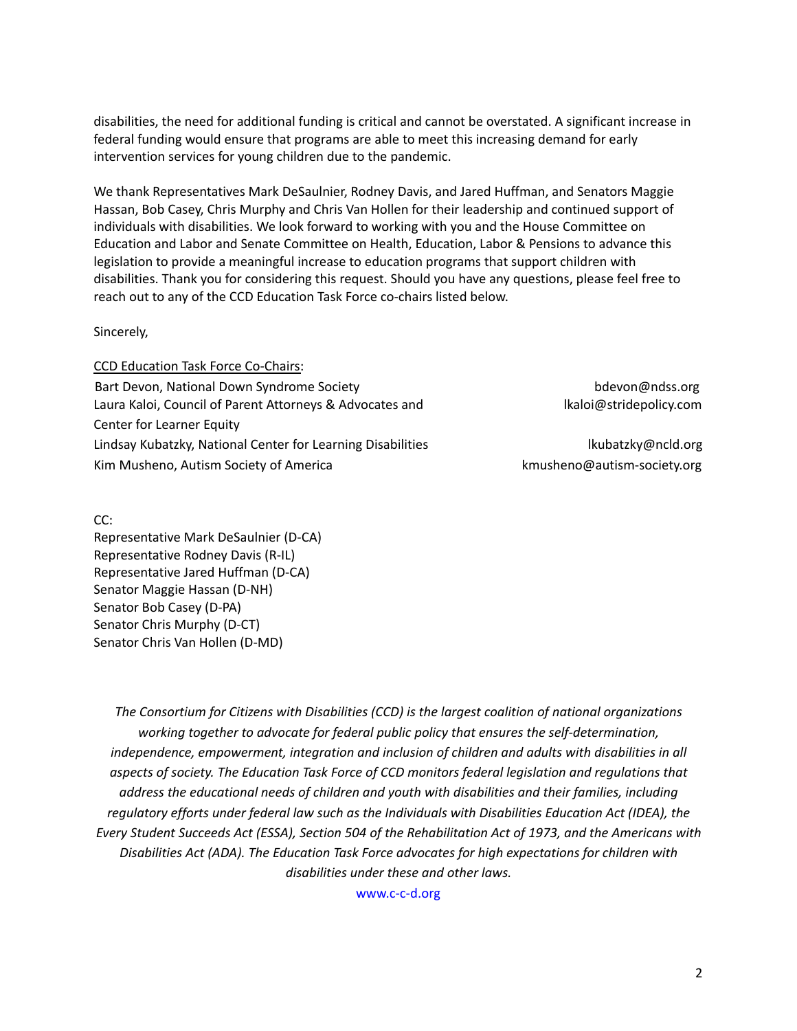disabilities, the need for additional funding is critical and cannot be overstated. A significant increase in federal funding would ensure that programs are able to meet this increasing demand for early intervention services for young children due to the pandemic.

We thank Representatives Mark DeSaulnier, Rodney Davis, and Jared Huffman, and Senators Maggie Hassan, Bob Casey, Chris Murphy and Chris Van Hollen for their leadership and continued support of individuals with disabilities. We look forward to working with you and the House Committee on Education and Labor and Senate Committee on Health, Education, Labor & Pensions to advance this legislation to provide a meaningful increase to education programs that support children with disabilities. Thank you for considering this request. Should you have any questions, please feel free to reach out to any of the CCD Education Task Force co-chairs listed below.

Sincerely,

<u>CCD Education Task Force Co-Chairs</u>:

| | |
|---|---|
| Bart Devon, National Down Syndrome Society | bdevon@ndss.org |
| Laura Kaloi, Council of Parent Attorneys & Advocates and Center for Learner Equity | lkaloi@stridepolicy.com |
| Lindsay Kubatzky, National Center for Learning Disabilities | lkubatzky@ncld.org |
| Kim Musheno, Autism Society of America | kmusheno@autism-society.org |

CC:
Representative Mark DeSaulnier (D-CA)
Representative Rodney Davis (R-IL)
Representative Jared Huffman (D-CA)
Senator Maggie Hassan (D-NH)
Senator Bob Casey (D-PA)
Senator Chris Murphy (D-CT)
Senator Chris Van Hollen (D-MD)

*The Consortium for Citizens with Disabilities (CCD) is the largest coalition of national organizations working together to advocate for federal public policy that ensures the self-determination, independence, empowerment, integration and inclusion of children and adults with disabilities in all aspects of society. The Education Task Force of CCD monitors federal legislation and regulations that address the educational needs of children and youth with disabilities and their families, including regulatory efforts under federal law such as the Individuals with Disabilities Education Act (IDEA), the Every Student Succeeds Act (ESSA), Section 504 of the Rehabilitation Act of 1973, and the Americans with Disabilities Act (ADA). The Education Task Force advocates for high expectations for children with disabilities under these and other laws.*

www.c-c-d.org